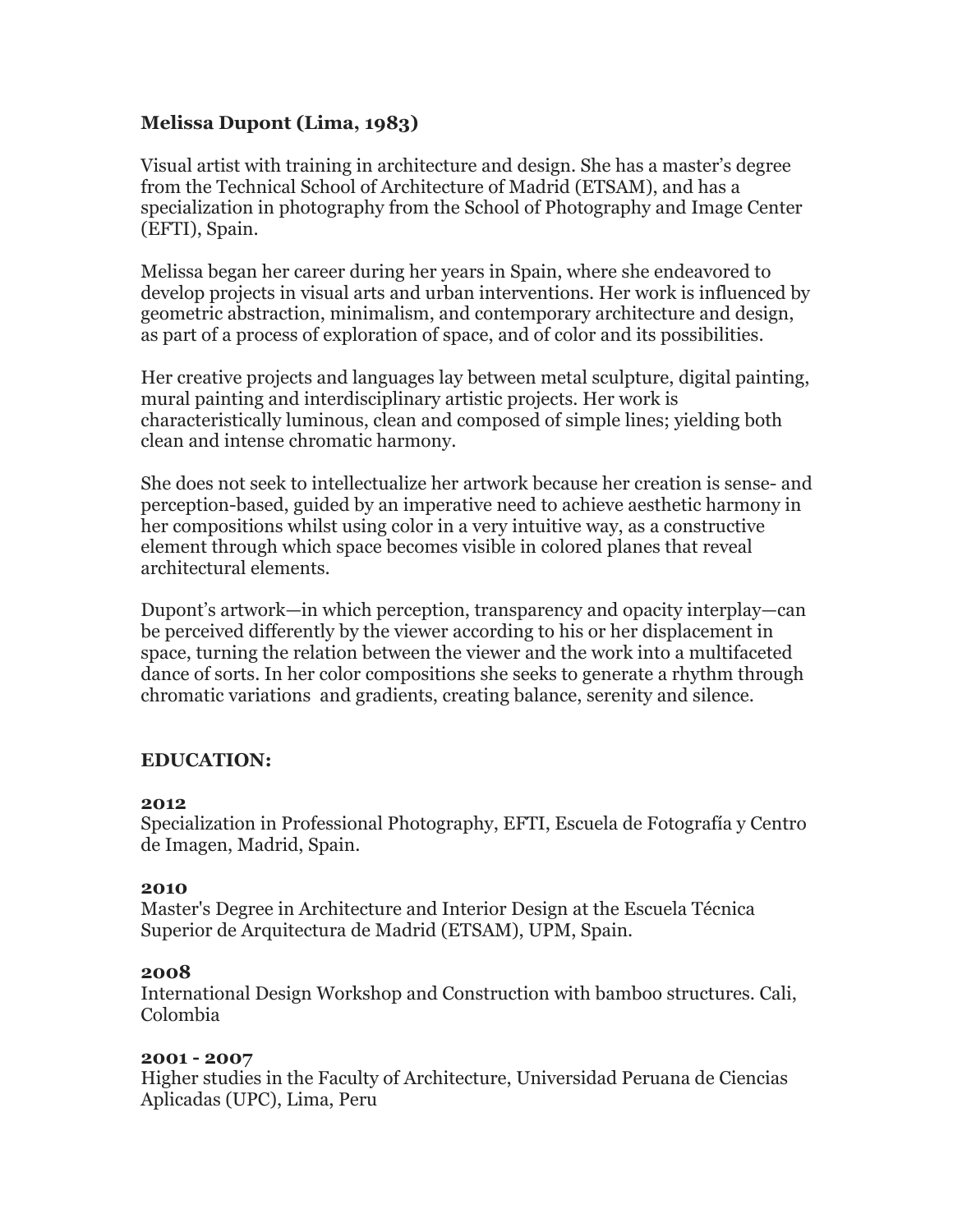**Melissa Dupont (Lima, 1983)**

Visual artist with training in architecture and design. She has a master's degree from the Technical School of Architecture of Madrid (ETSAM), and has a specialization in photography from the School of Photography and Image Center (EFTI), Spain.

Melissa began her career during her years in Spain, where she endeavored to develop projects in visual arts and urban interventions. Her work is influenced by geometric abstraction, minimalism, and contemporary architecture and design, as part of a process of exploration of space, and of color and its possibilities.

Her creative projects and languages lay between metal sculpture, digital painting, mural painting and interdisciplinary artistic projects. Her work is characteristically luminous, clean and composed of simple lines; yielding both clean and intense chromatic harmony.

She does not seek to intellectualize her artwork because her creation is sense- and perception-based, guided by an imperative need to achieve aesthetic harmony in her compositions whilst using color in a very intuitive way, as a constructive element through which space becomes visible in colored planes that reveal architectural elements.

Dupont's artwork—in which perception, transparency and opacity interplay—can be perceived differently by the viewer according to his or her displacement in space, turning the relation between the viewer and the work into a multifaceted dance of sorts. In her color compositions she seeks to generate a rhythm through chromatic variations and gradients, creating balance, serenity and silence.

**EDUCATION:**

**2012**
Specialization in Professional Photography, EFTI, Escuela de Fotografía y Centro de Imagen, Madrid, Spain.

**2010**
Master's Degree in Architecture and Interior Design at the Escuela Técnica Superior de Arquitectura de Madrid (ETSAM), UPM, Spain.

**2008**
International Design Workshop and Construction with bamboo structures. Cali, Colombia

**2001 - 2007**
Higher studies in the Faculty of Architecture, Universidad Peruana de Ciencias Aplicadas (UPC), Lima, Peru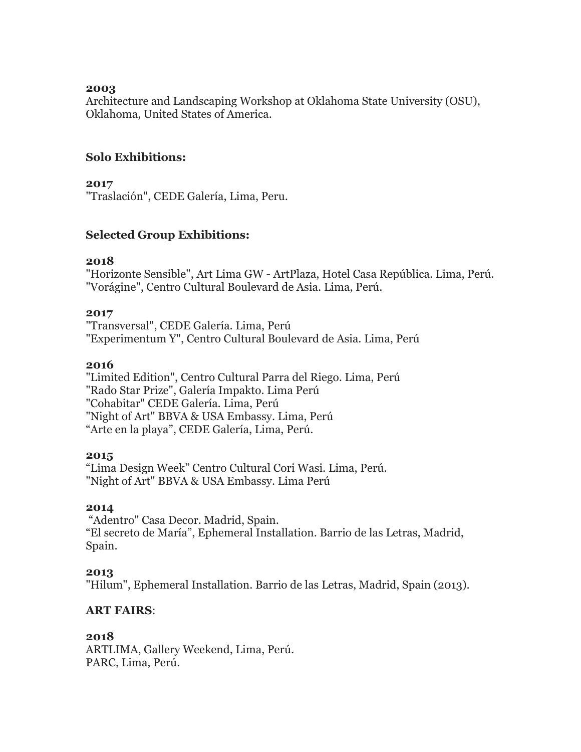**2003**
Architecture and Landscaping Workshop at Oklahoma State University (OSU), Oklahoma, United States of America.

**Solo Exhibitions:**

**2017**
"Traslación", CEDE Galería, Lima, Peru.

**Selected Group Exhibitions:**

**2018**
"Horizonte Sensible", Art Lima GW - ArtPlaza, Hotel Casa República. Lima, Perú.
"Vorágine", Centro Cultural Boulevard de Asia. Lima, Perú.

**2017**
"Transversal", CEDE Galería. Lima, Perú
"Experimentum Y", Centro Cultural Boulevard de Asia. Lima, Perú

**2016**
"Limited Edition", Centro Cultural Parra del Riego. Lima, Perú
"Rado Star Prize", Galería Impakto. Lima Perú
"Cohabitar" CEDE Galería. Lima, Perú
"Night of Art" BBVA & USA Embassy. Lima, Perú
"Arte en la playa", CEDE Galería, Lima, Perú.

**2015**
"Lima Design Week" Centro Cultural Cori Wasi. Lima, Perú.
"Night of Art" BBVA & USA Embassy. Lima Perú

**2014**
"Adentro" Casa Decor. Madrid, Spain.
"El secreto de María", Ephemeral Installation. Barrio de las Letras, Madrid, Spain.

**2013**
"Hilum", Ephemeral Installation. Barrio de las Letras, Madrid, Spain (2013).

**ART FAIRS**:

**2018**
ARTLIMA, Gallery Weekend, Lima, Perú.
PARC, Lima, Perú.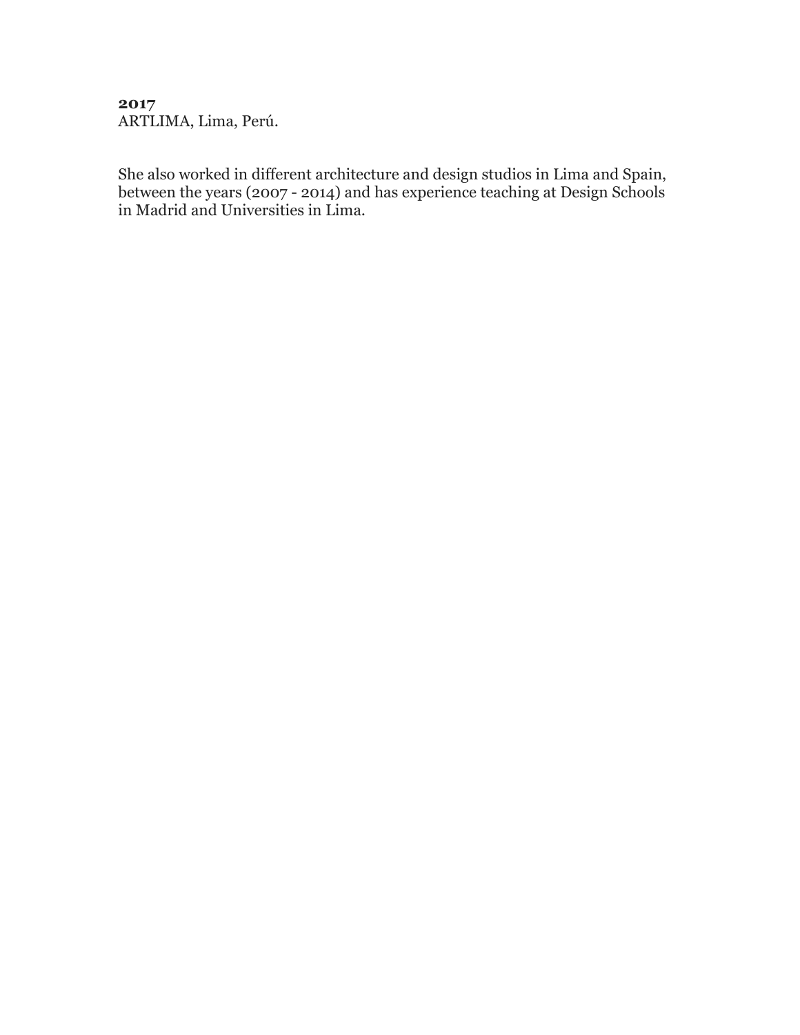**2017**
ARTLIMA, Lima, Perú.

She also worked in different architecture and design studios in Lima and Spain, between the years (2007 - 2014) and has experience teaching at Design Schools in Madrid and Universities in Lima.